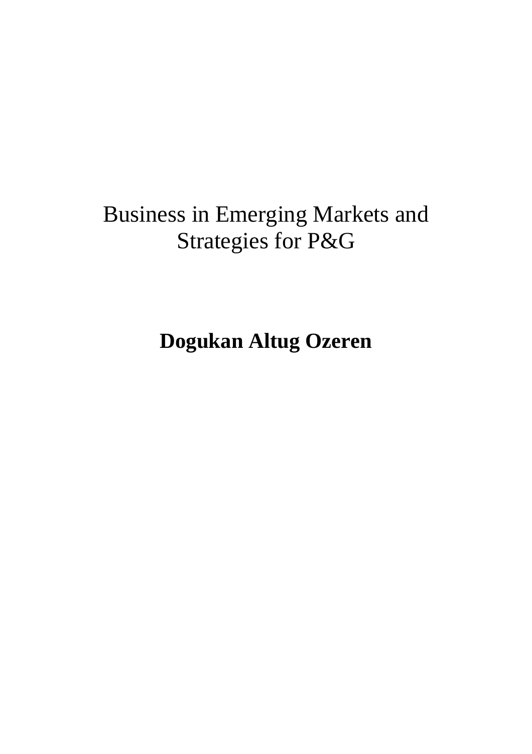# Business in Emerging Markets and Strategies for P&G

**Dogukan Altug Ozeren**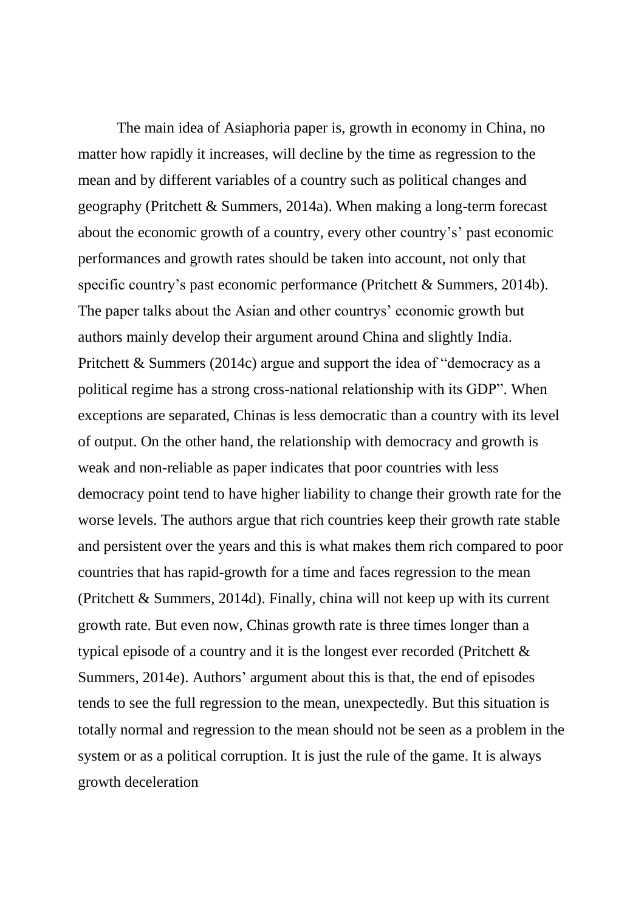The main idea of Asiaphoria paper is, growth in economy in China, no matter how rapidly it increases, will decline by the time as regression to the mean and by different variables of a country such as political changes and geography (Pritchett & Summers, 2014a). When making a long-term forecast about the economic growth of a country, every other country's' past economic performances and growth rates should be taken into account, not only that specific country's past economic performance (Pritchett & Summers, 2014b). The paper talks about the Asian and other countrys' economic growth but authors mainly develop their argument around China and slightly India. Pritchett & Summers (2014c) argue and support the idea of "democracy as a political regime has a strong cross-national relationship with its GDP". When exceptions are separated, Chinas is less democratic than a country with its level of output. On the other hand, the relationship with democracy and growth is weak and non-reliable as paper indicates that poor countries with less democracy point tend to have higher liability to change their growth rate for the worse levels. The authors argue that rich countries keep their growth rate stable and persistent over the years and this is what makes them rich compared to poor countries that has rapid-growth for a time and faces regression to the mean (Pritchett & Summers, 2014d). Finally, china will not keep up with its current growth rate. But even now, Chinas growth rate is three times longer than a typical episode of a country and it is the longest ever recorded (Pritchett & Summers, 2014e). Authors' argument about this is that, the end of episodes tends to see the full regression to the mean, unexpectedly. But this situation is totally normal and regression to the mean should not be seen as a problem in the system or as a political corruption. It is just the rule of the game. It is always growth deceleration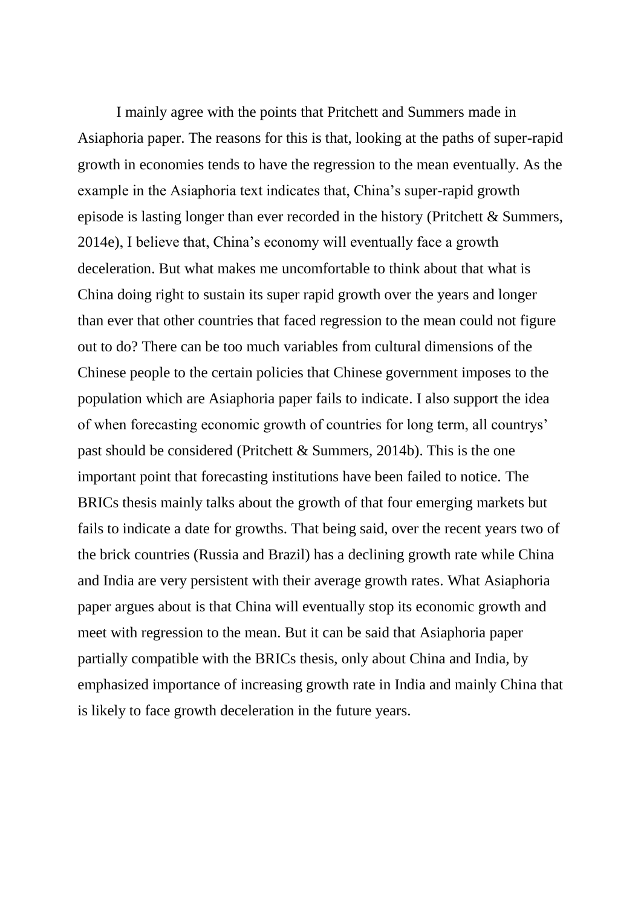I mainly agree with the points that Pritchett and Summers made in Asiaphoria paper. The reasons for this is that, looking at the paths of super-rapid growth in economies tends to have the regression to the mean eventually. As the example in the Asiaphoria text indicates that, China's super-rapid growth episode is lasting longer than ever recorded in the history (Pritchett & Summers, 2014e), I believe that, China's economy will eventually face a growth deceleration. But what makes me uncomfortable to think about that what is China doing right to sustain its super rapid growth over the years and longer than ever that other countries that faced regression to the mean could not figure out to do? There can be too much variables from cultural dimensions of the Chinese people to the certain policies that Chinese government imposes to the population which are Asiaphoria paper fails to indicate. I also support the idea of when forecasting economic growth of countries for long term, all countrys' past should be considered (Pritchett & Summers, 2014b). This is the one important point that forecasting institutions have been failed to notice. The BRICs thesis mainly talks about the growth of that four emerging markets but fails to indicate a date for growths. That being said, over the recent years two of the brick countries (Russia and Brazil) has a declining growth rate while China and India are very persistent with their average growth rates. What Asiaphoria paper argues about is that China will eventually stop its economic growth and meet with regression to the mean. But it can be said that Asiaphoria paper partially compatible with the BRICs thesis, only about China and India, by emphasized importance of increasing growth rate in India and mainly China that is likely to face growth deceleration in the future years.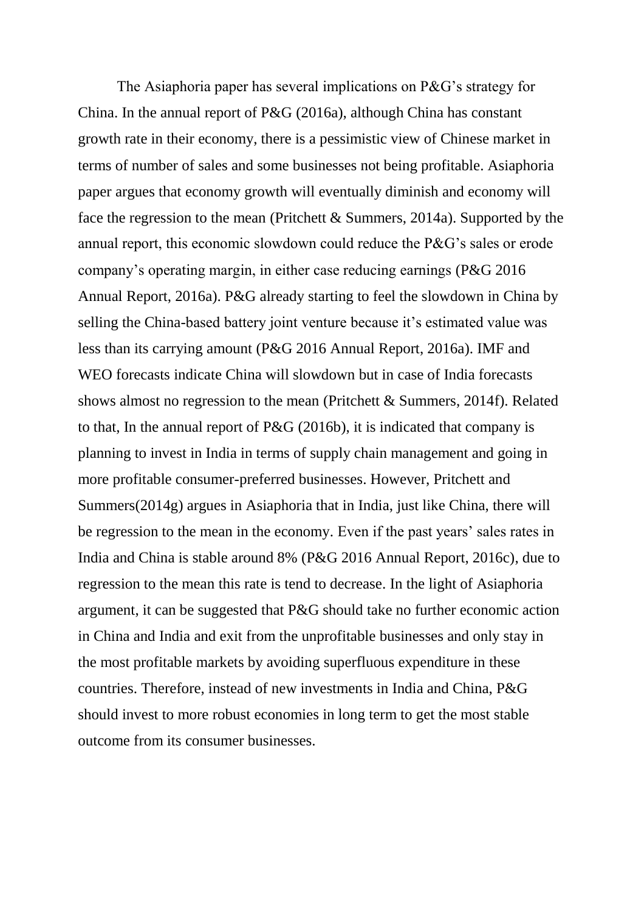The Asiaphoria paper has several implications on P&G's strategy for China. In the annual report of P&G (2016a), although China has constant growth rate in their economy, there is a pessimistic view of Chinese market in terms of number of sales and some businesses not being profitable. Asiaphoria paper argues that economy growth will eventually diminish and economy will face the regression to the mean (Pritchett & Summers, 2014a). Supported by the annual report, this economic slowdown could reduce the P&G's sales or erode company's operating margin, in either case reducing earnings (P&G 2016 Annual Report, 2016a). P&G already starting to feel the slowdown in China by selling the China-based battery joint venture because it's estimated value was less than its carrying amount (P&G 2016 Annual Report, 2016a). IMF and WEO forecasts indicate China will slowdown but in case of India forecasts shows almost no regression to the mean (Pritchett & Summers, 2014f). Related to that, In the annual report of P&G (2016b), it is indicated that company is planning to invest in India in terms of supply chain management and going in more profitable consumer-preferred businesses. However, Pritchett and Summers(2014g) argues in Asiaphoria that in India, just like China, there will be regression to the mean in the economy. Even if the past years' sales rates in India and China is stable around 8% (P&G 2016 Annual Report, 2016c), due to regression to the mean this rate is tend to decrease. In the light of Asiaphoria argument, it can be suggested that P&G should take no further economic action in China and India and exit from the unprofitable businesses and only stay in the most profitable markets by avoiding superfluous expenditure in these countries. Therefore, instead of new investments in India and China, P&G should invest to more robust economies in long term to get the most stable outcome from its consumer businesses.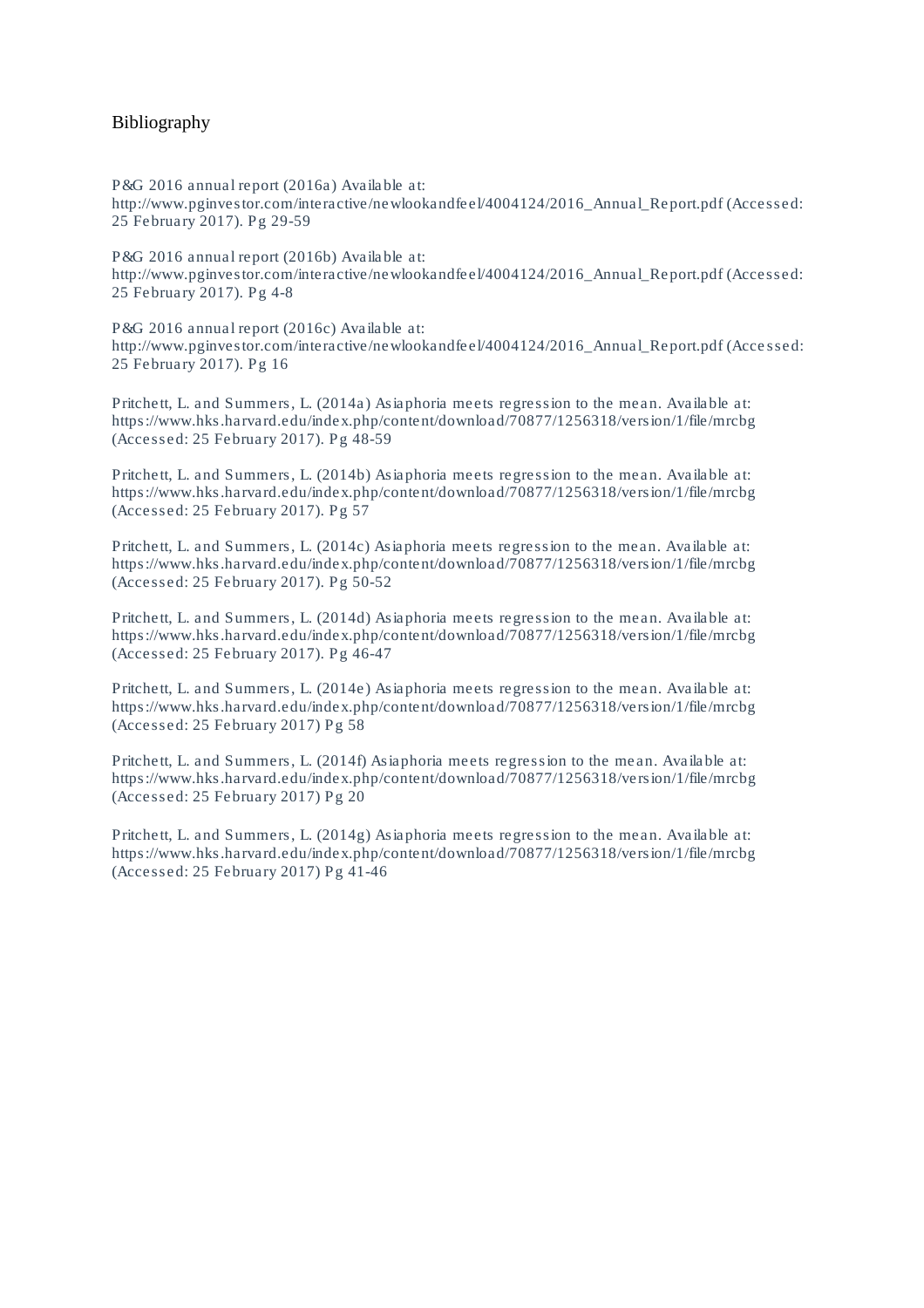# Bibliography

P&G 2016 annual report (2016a) Available at: http://www.pginvestor.com/interactive/newlookandfeel/4004124/2016_Annual_Report.pdf (Accessed: 25 February 2017). Pg 29-59

P&G 2016 annual report (2016b) Available at: http://www.pginvestor.com/interactive/newlookandfeel/4004124/2016_Annual_Report.pdf (Accessed: 25 February 2017). Pg 4-8

P&G 2016 annual report (2016c) Available at: http://www.pginvestor.com/interactive/newlookandfeel/4004124/2016_Annual_Report.pdf (Accessed: 25 February 2017). Pg 16

Pritchett, L. and Summers, L. (2014a) Asiaphoria meets regression to the mean. Available at: https://www.hks.harvard.edu/index.php/content/download/70877/1256318/version/1/file/mrcbg (Accessed: 25 February 2017). Pg 48-59

Pritchett, L. and Summers, L. (2014b) Asiaphoria meets regression to the mean. Available at: https://www.hks.harvard.edu/index.php/content/download/70877/1256318/version/1/file/mrcbg (Accessed: 25 February 2017). Pg 57

Pritchett, L. and Summers, L. (2014c) Asiaphoria meets regression to the mean. Available at: https://www.hks.harvard.edu/index.php/content/download/70877/1256318/version/1/file/mrcbg (Accessed: 25 February 2017). Pg 50-52

Pritchett, L. and Summers, L. (2014d) Asiaphoria meets regression to the mean. Available at: https://www.hks.harvard.edu/index.php/content/download/70877/1256318/version/1/file/mrcbg (Accessed: 25 February 2017). Pg 46-47

Pritchett, L. and Summers, L. (2014e) Asiaphoria meets regression to the mean. Available at: https://www.hks.harvard.edu/index.php/content/download/70877/1256318/version/1/file/mrcbg (Accessed: 25 February 2017) Pg 58

Pritchett, L. and Summers, L. (2014f) Asiaphoria meets regression to the mean. Available at: https://www.hks.harvard.edu/index.php/content/download/70877/1256318/version/1/file/mrcbg (Accessed: 25 February 2017) Pg 20

Pritchett, L. and Summers, L. (2014g) Asiaphoria meets regression to the mean. Available at: https://www.hks.harvard.edu/index.php/content/download/70877/1256318/version/1/file/mrcbg (Accessed: 25 February 2017) Pg 41-46